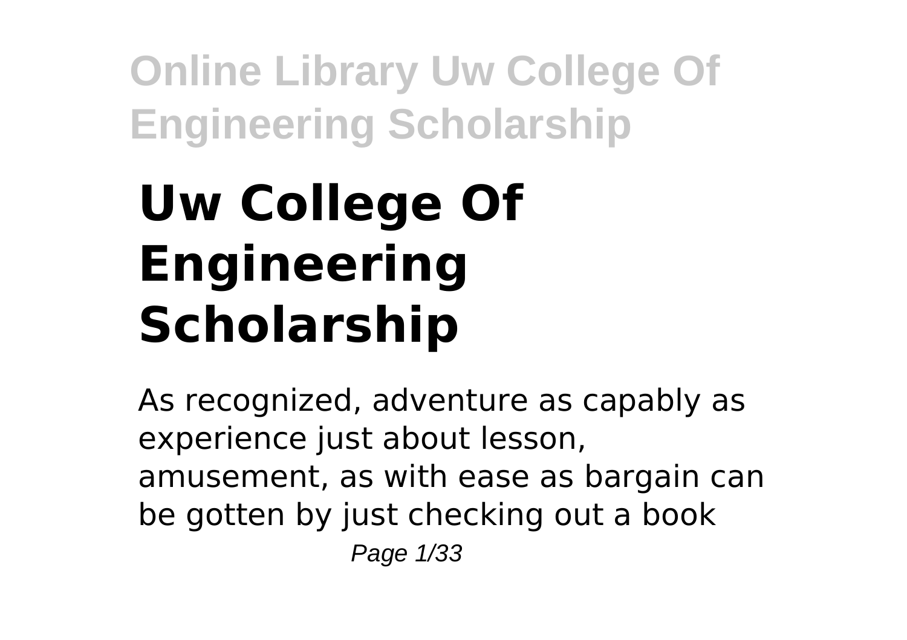# Uw College Of Engineering Scholarship

As recognized, adventure as capably as experience just about lesson, amusement, as with ease as bargain can be gotten by just checking out a book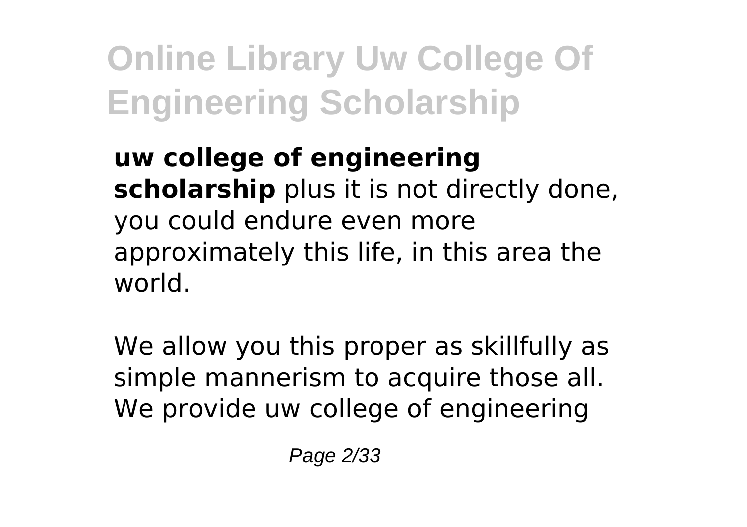**uw college of engineering scholarship** plus it is not directly done, you could endure even more approximately this life, in this area the world.

We allow you this proper as skillfully as simple mannerism to acquire those all. We provide uw college of engineering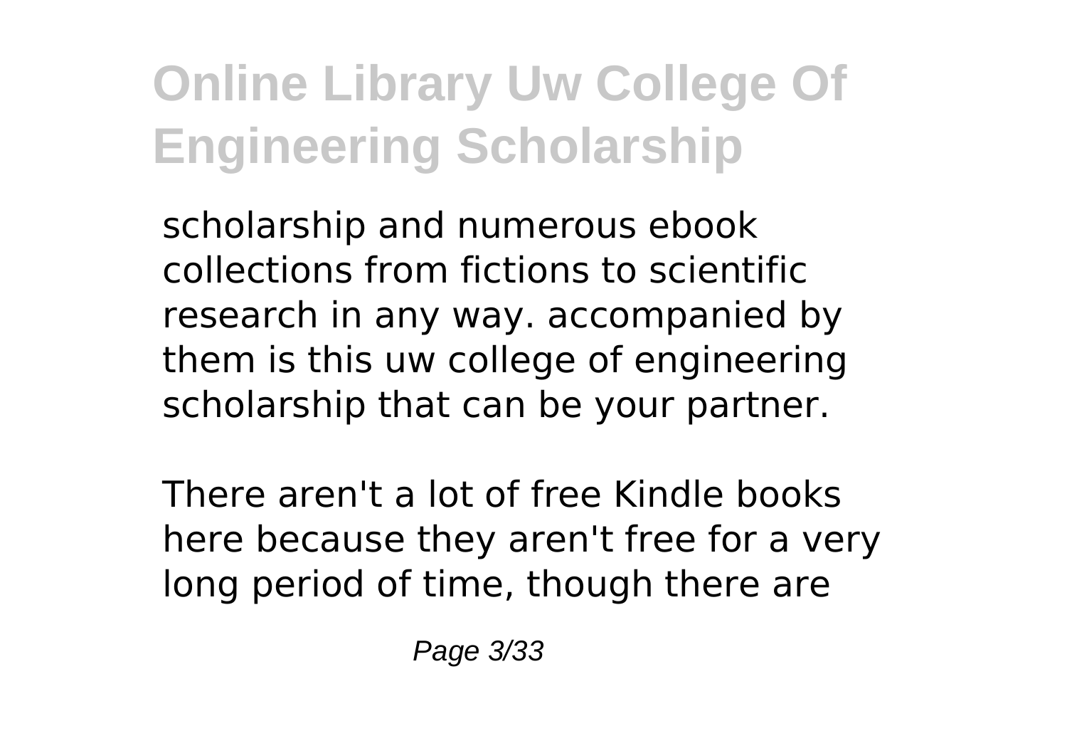scholarship and numerous ebook collections from fictions to scientific research in any way. accompanied by them is this uw college of engineering scholarship that can be your partner.

There aren't a lot of free Kindle books here because they aren't free for a very long period of time, though there are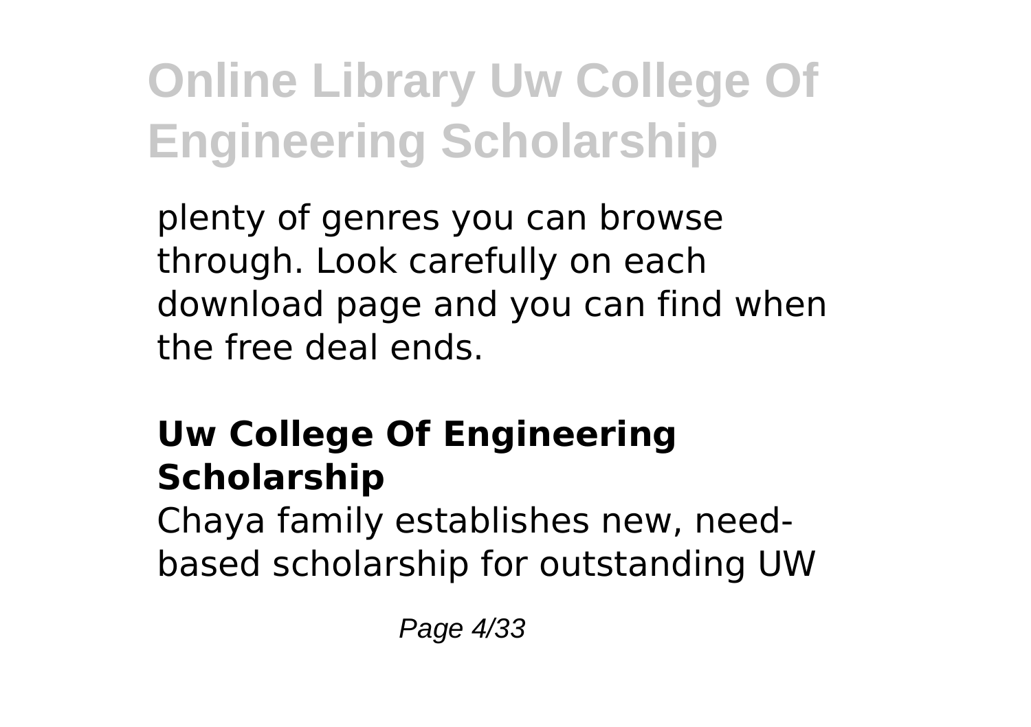plenty of genres you can browse through. Look carefully on each download page and you can find when the free deal ends.

## Uw College Of Engineering Scholarship

Chaya family establishes new, need-based scholarship for outstanding UW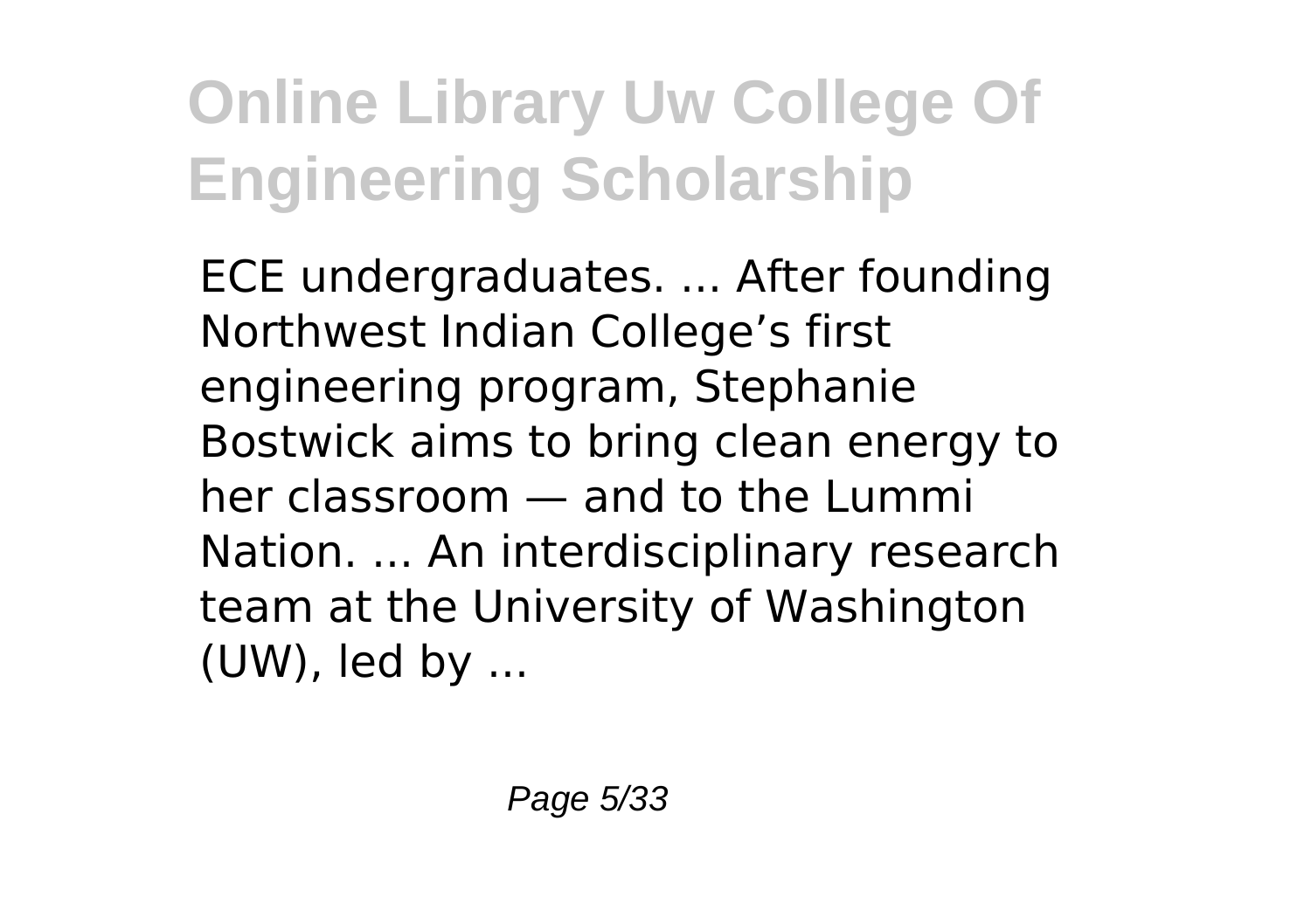ECE undergraduates. ... After founding Northwest Indian College’s first engineering program, Stephanie Bostwick aims to bring clean energy to her classroom — and to the Lummi Nation. ... An interdisciplinary research team at the University of Washington (UW), led by ...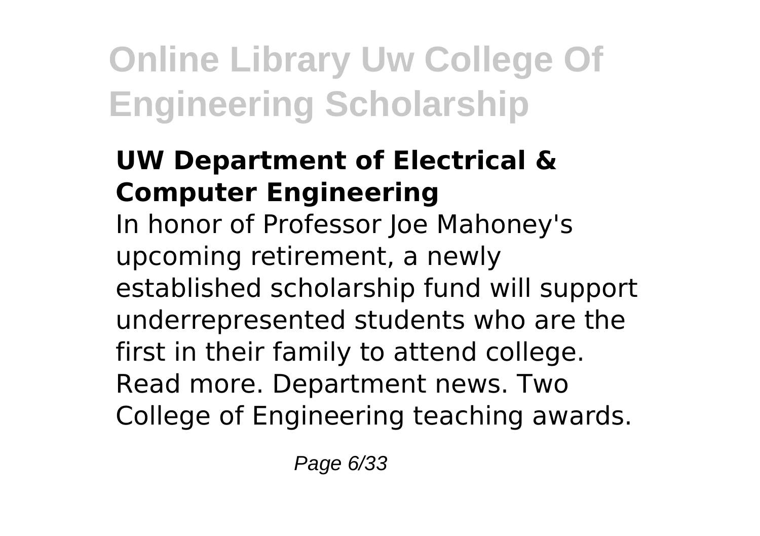### UW Department of Electrical & Computer Engineering

In honor of Professor Joe Mahoney's upcoming retirement, a newly established scholarship fund will support underrepresented students who are the first in their family to attend college. Read more. Department news. Two College of Engineering teaching awards.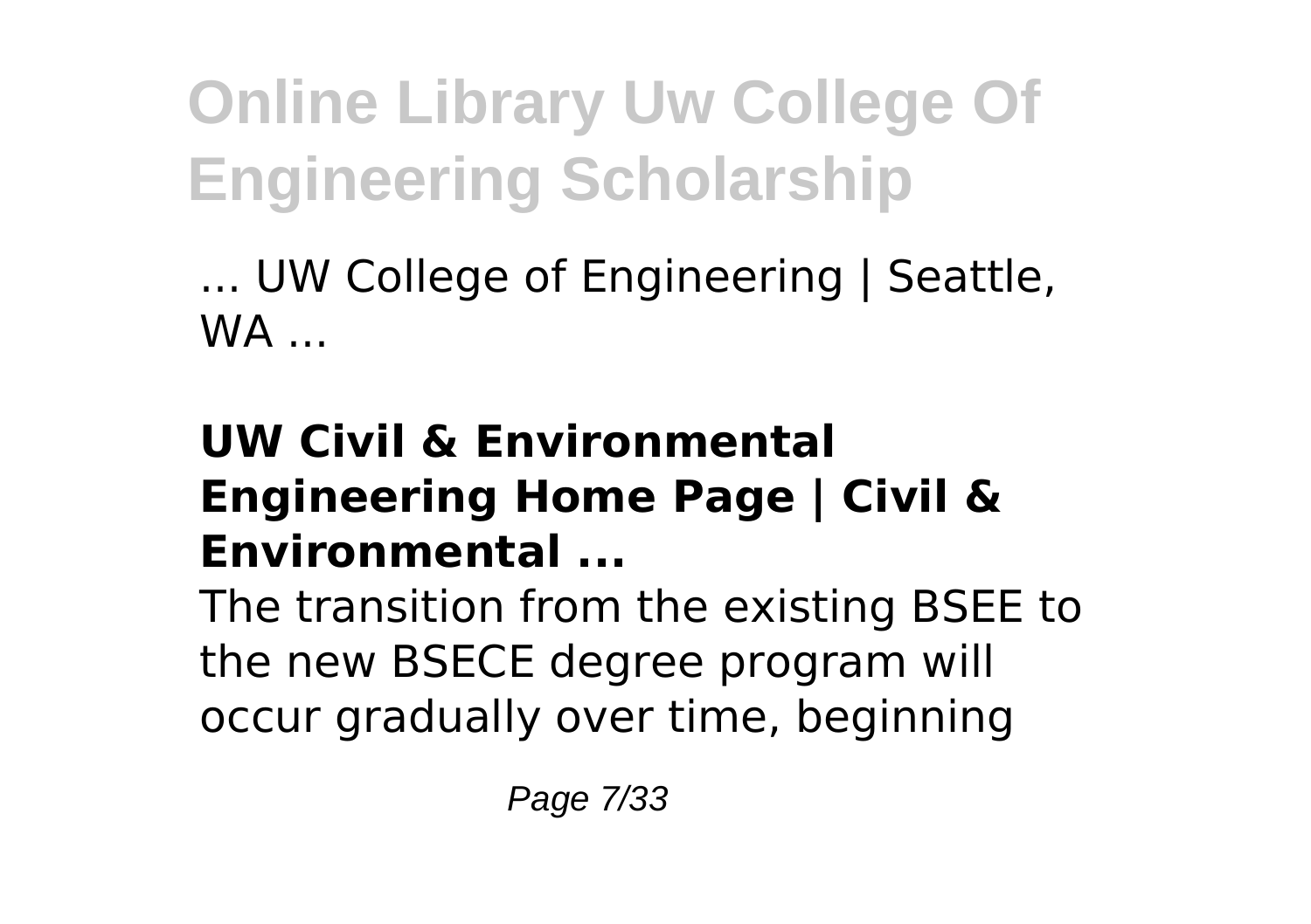... UW College of Engineering | Seattle, WA ...

**UW Civil & Environmental Engineering Home Page | Civil & Environmental ...**

The transition from the existing BSEE to the new BSECE degree program will occur gradually over time, beginning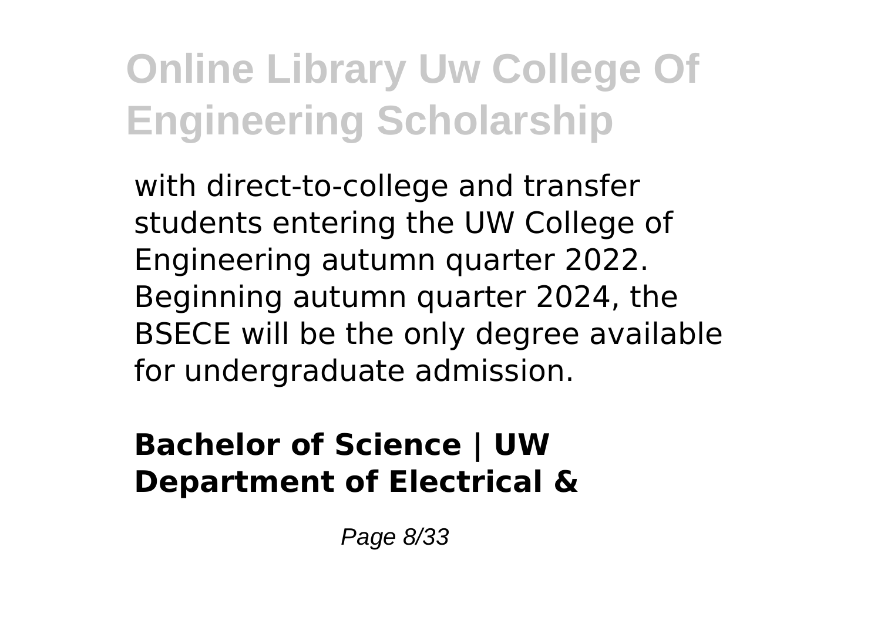with direct-to-college and transfer students entering the UW College of Engineering autumn quarter 2022. Beginning autumn quarter 2024, the BSECE will be the only degree available for undergraduate admission.

**Bachelor of Science | UW Department of Electrical &**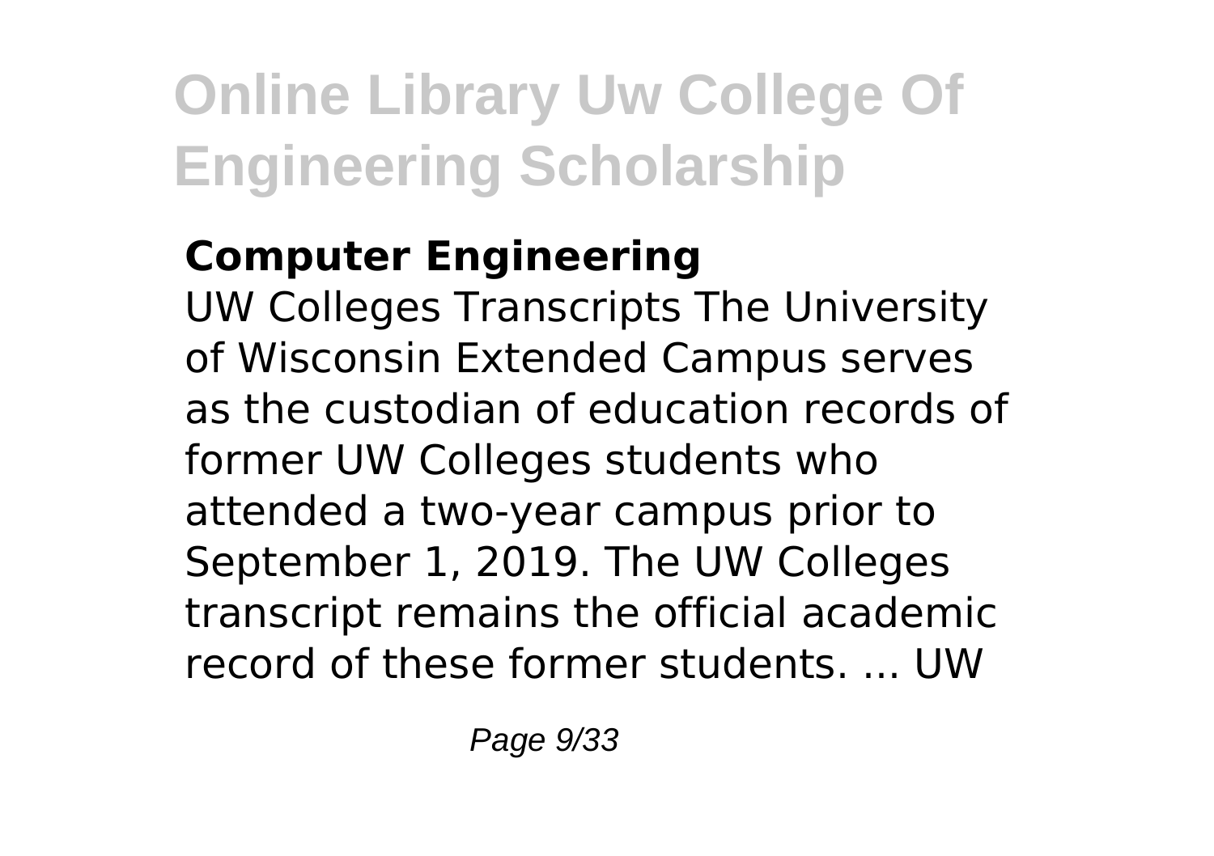### Computer Engineering

UW Colleges Transcripts The University of Wisconsin Extended Campus serves as the custodian of education records of former UW Colleges students who attended a two-year campus prior to September 1, 2019. The UW Colleges transcript remains the official academic record of these former students. ... UW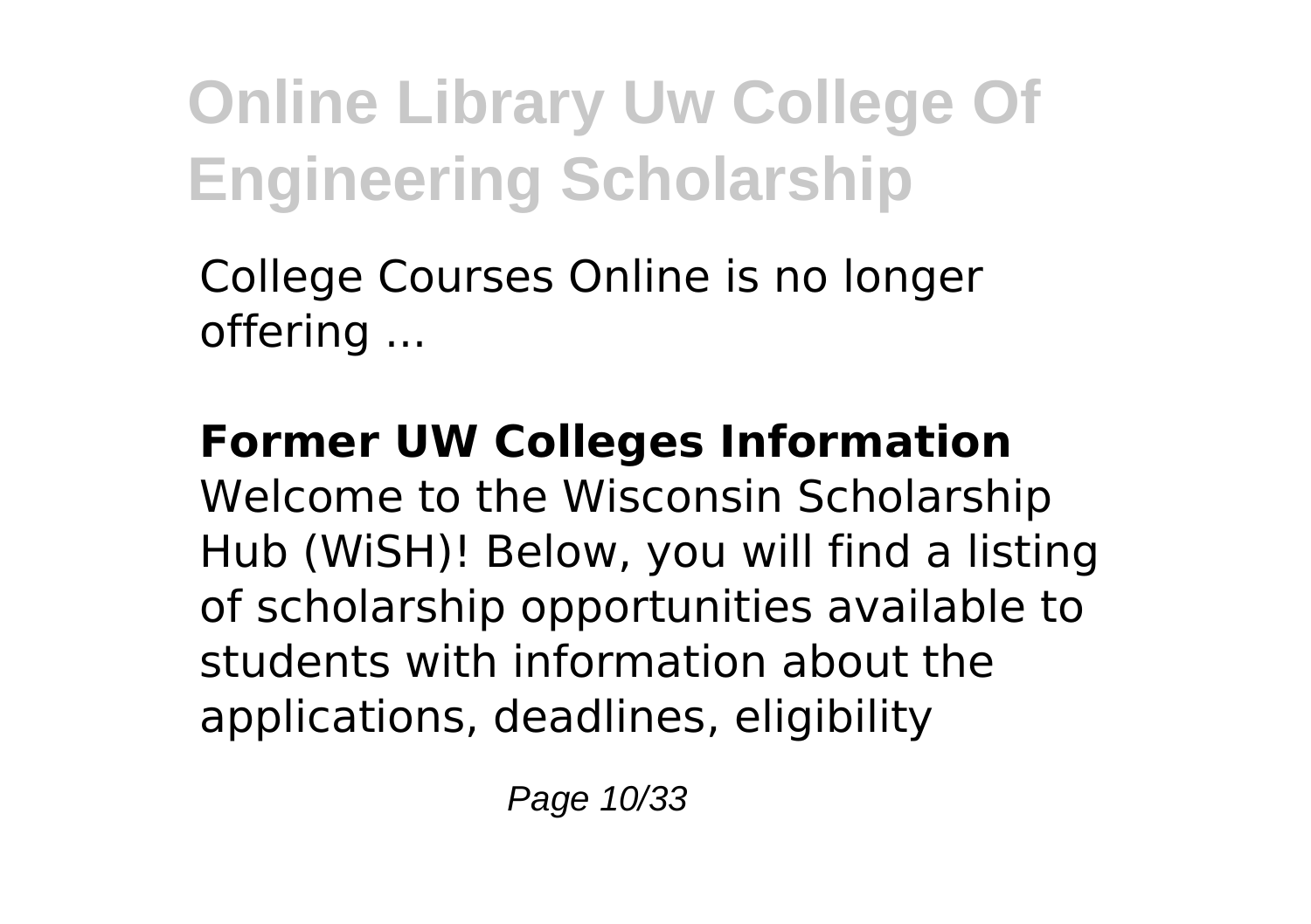College Courses Online is no longer offering ...

**Former UW Colleges Information**

Welcome to the Wisconsin Scholarship Hub (WiSH)! Below, you will find a listing of scholarship opportunities available to students with information about the applications, deadlines, eligibility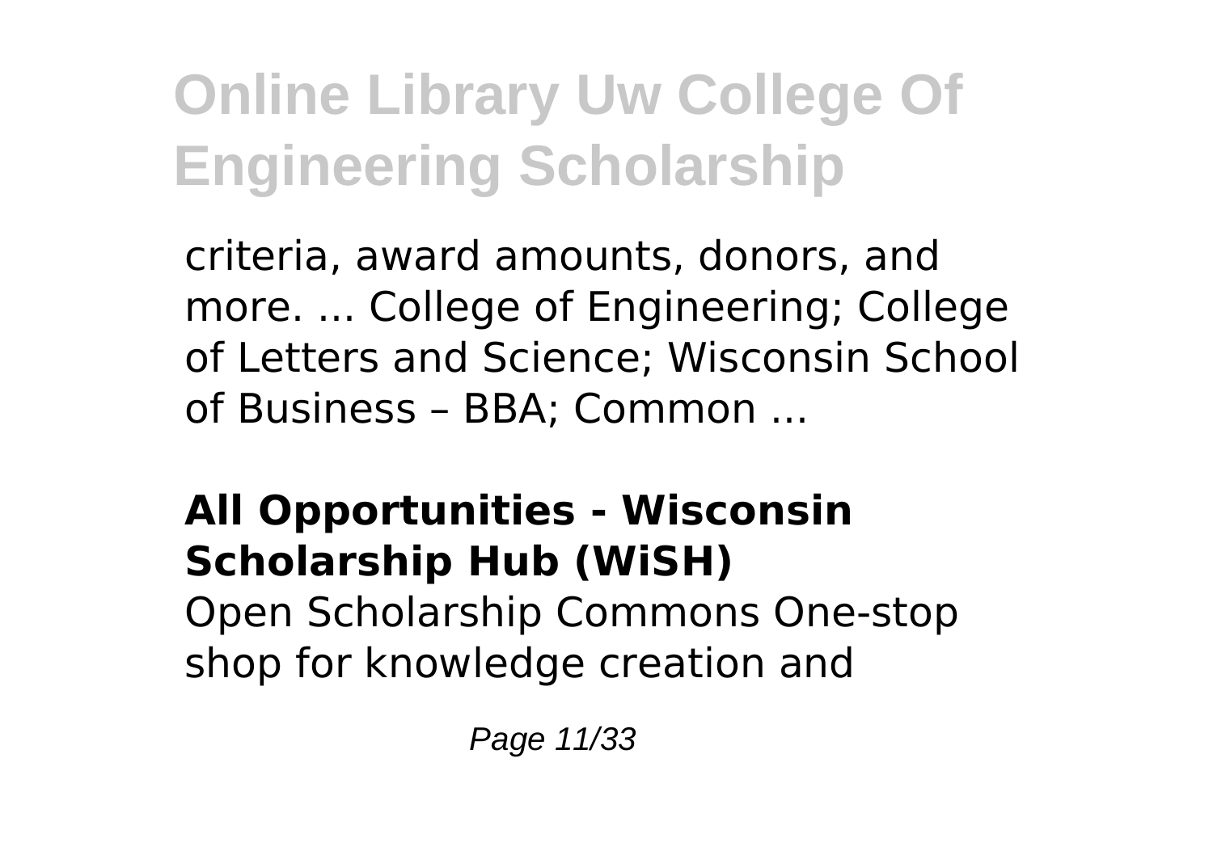criteria, award amounts, donors, and more. ... College of Engineering; College of Letters and Science; Wisconsin School of Business – BBA; Common ...

**All Opportunities - Wisconsin Scholarship Hub (WiSH)**
Open Scholarship Commons One-stop shop for knowledge creation and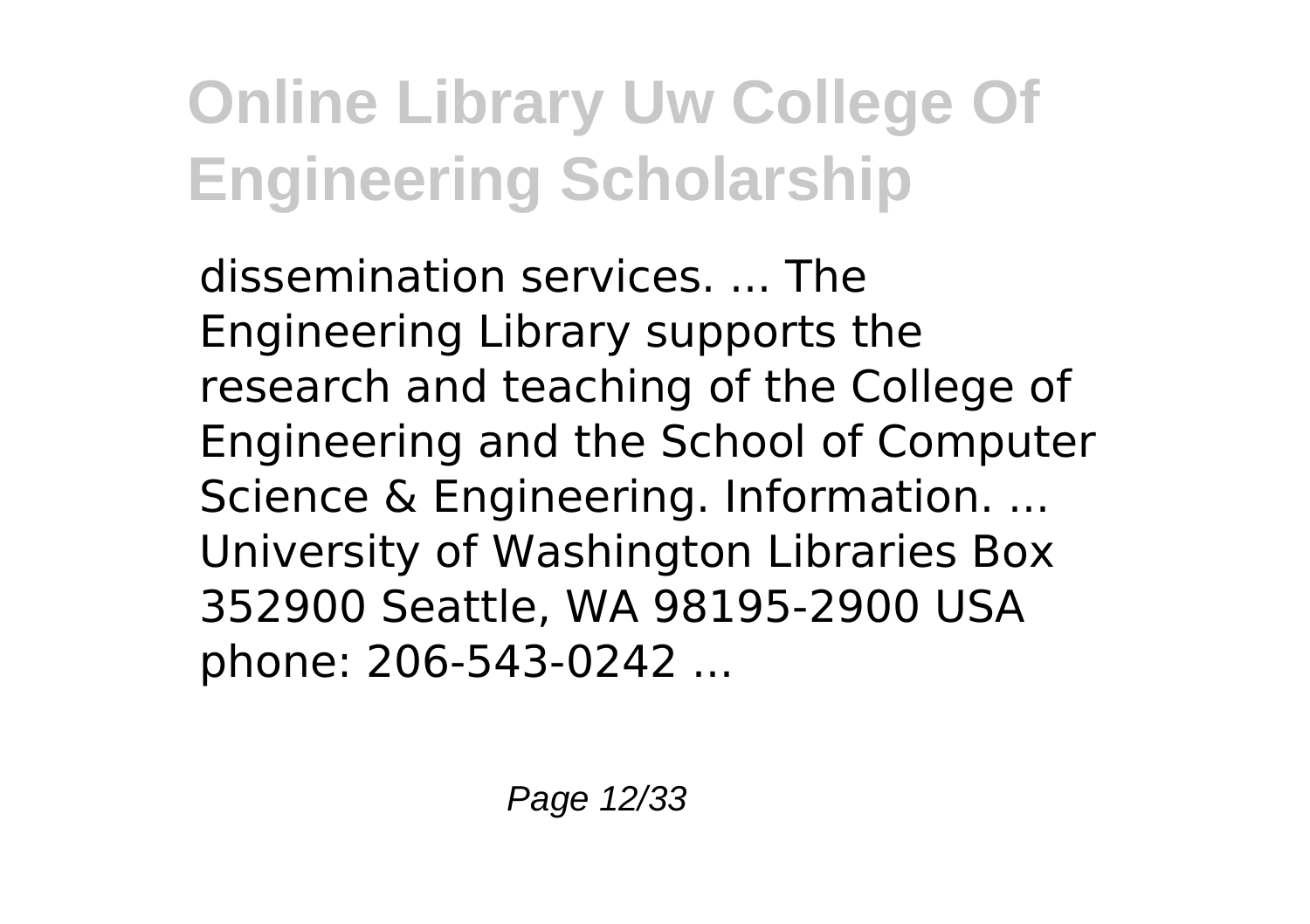dissemination services. ... The Engineering Library supports the research and teaching of the College of Engineering and the School of Computer Science & Engineering. Information. ... University of Washington Libraries Box 352900 Seattle, WA 98195-2900 USA phone: 206-543-0242 ...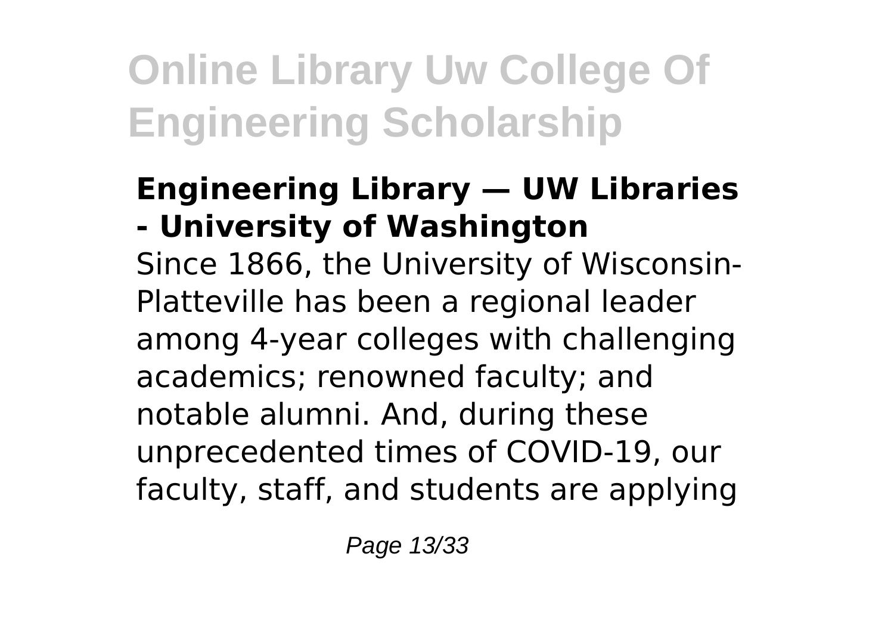### Engineering Library — UW Libraries - University of Washington

Since 1866, the University of Wisconsin-Platteville has been a regional leader among 4-year colleges with challenging academics; renowned faculty; and notable alumni. And, during these unprecedented times of COVID-19, our faculty, staff, and students are applying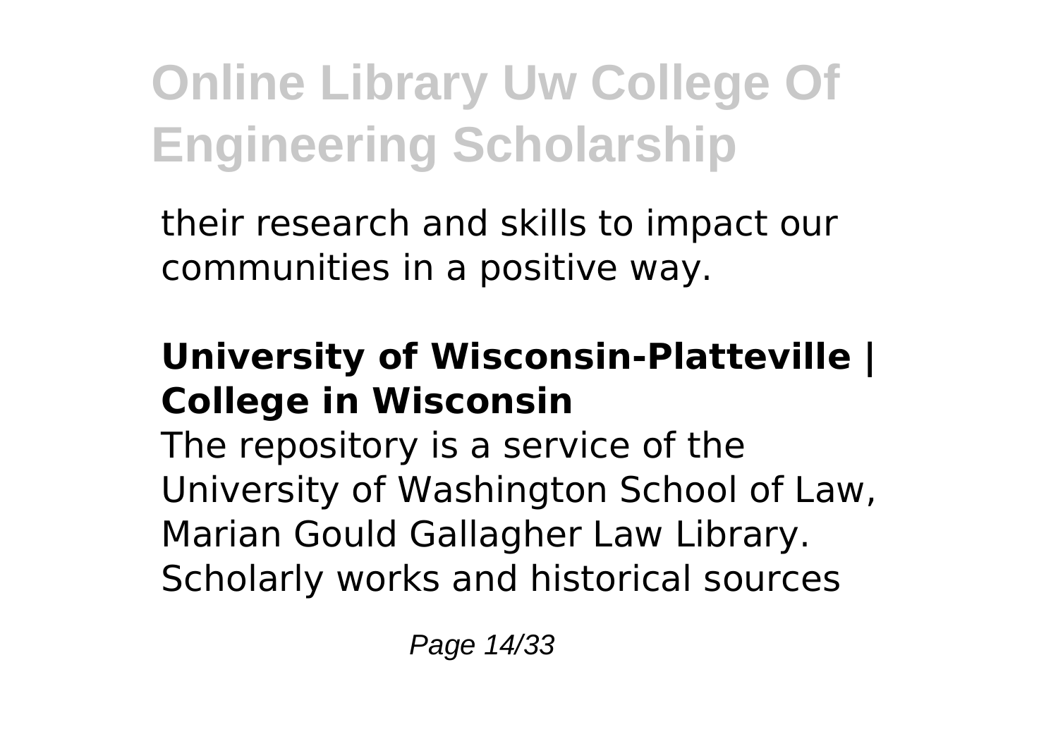their research and skills to impact our communities in a positive way.

**University of Wisconsin-Platteville | College in Wisconsin**

The repository is a service of the University of Washington School of Law, Marian Gould Gallagher Law Library. Scholarly works and historical sources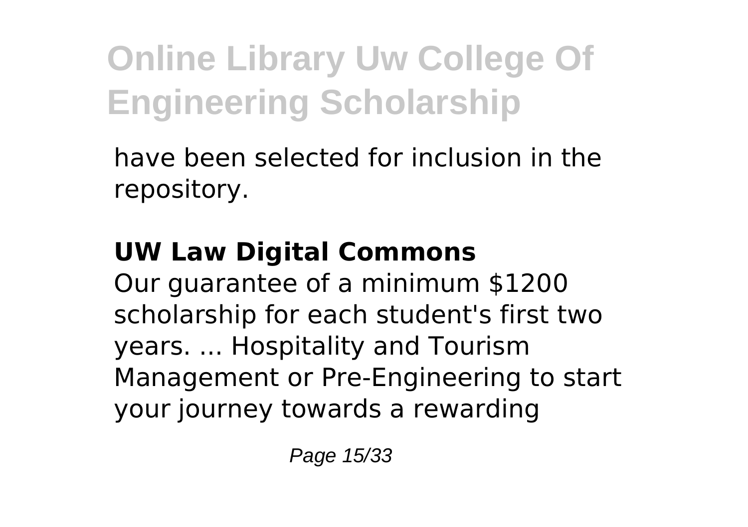have been selected for inclusion in the repository.

## UW Law Digital Commons

Our guarantee of a minimum $1200 scholarship for each student's first two years. ... Hospitality and Tourism Management or Pre-Engineering to start your journey towards a rewarding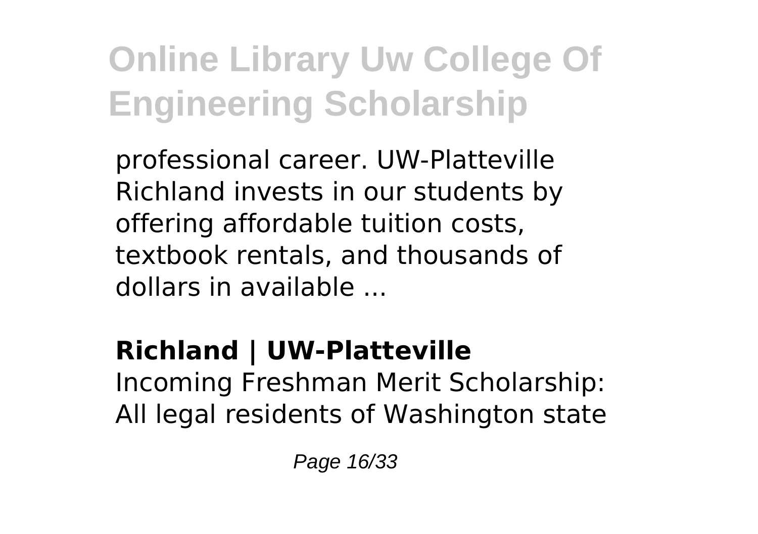professional career. UW-Platteville Richland invests in our students by offering affordable tuition costs, textbook rentals, and thousands of dollars in available ...

**Richland | UW-Platteville**

Incoming Freshman Merit Scholarship: All legal residents of Washington state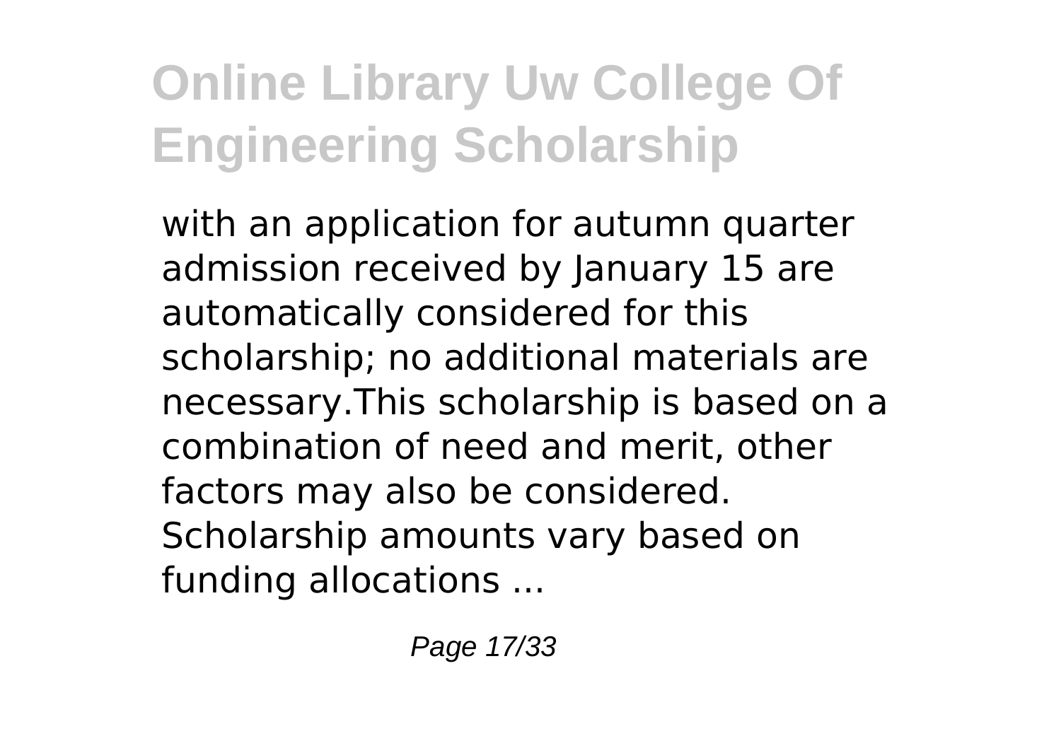with an application for autumn quarter admission received by January 15 are automatically considered for this scholarship; no additional materials are necessary.This scholarship is based on a combination of need and merit, other factors may also be considered. Scholarship amounts vary based on funding allocations ...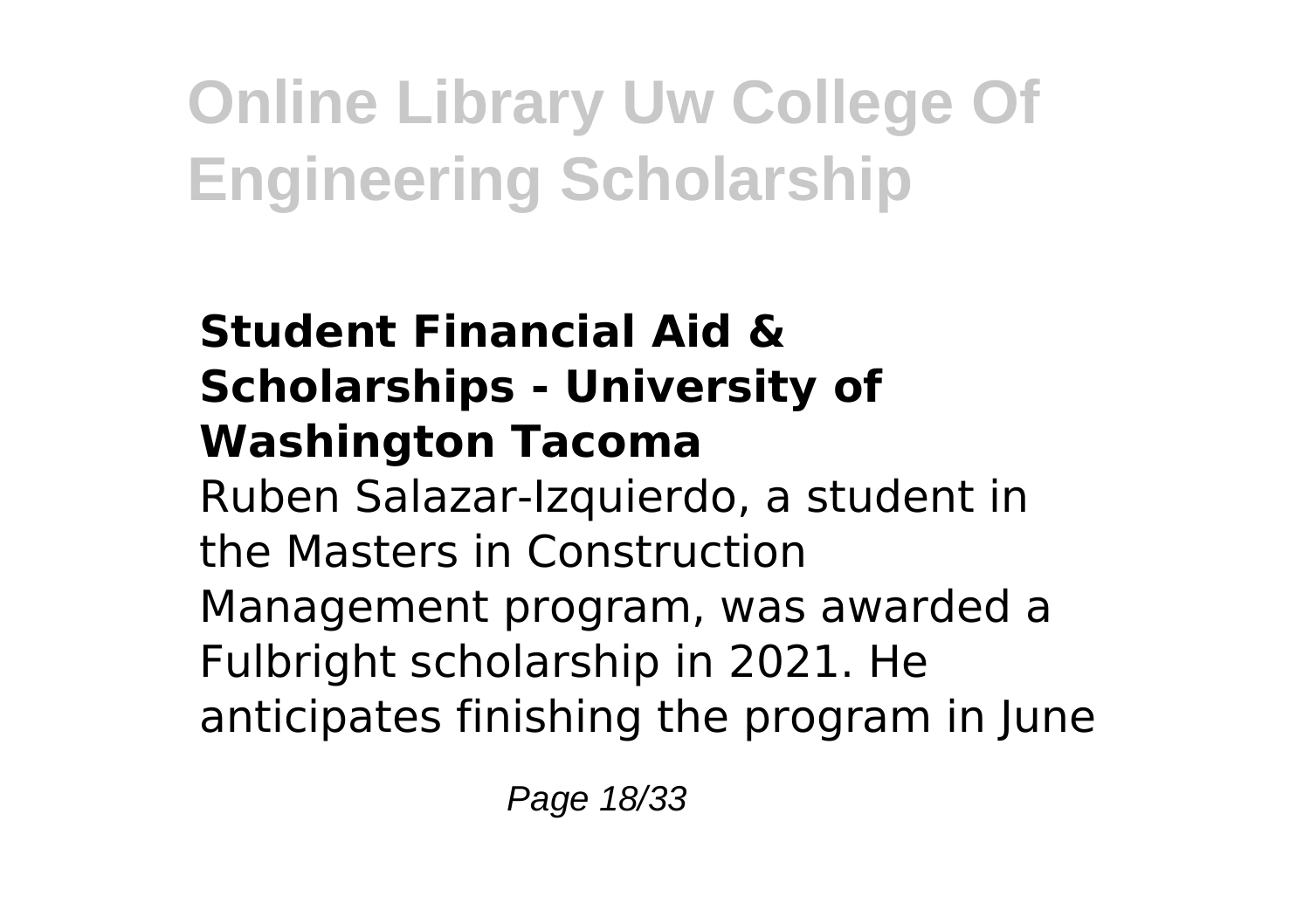### Student Financial Aid & Scholarships - University of Washington Tacoma

Ruben Salazar-Izquierdo, a student in the Masters in Construction Management program, was awarded a Fulbright scholarship in 2021. He anticipates finishing the program in June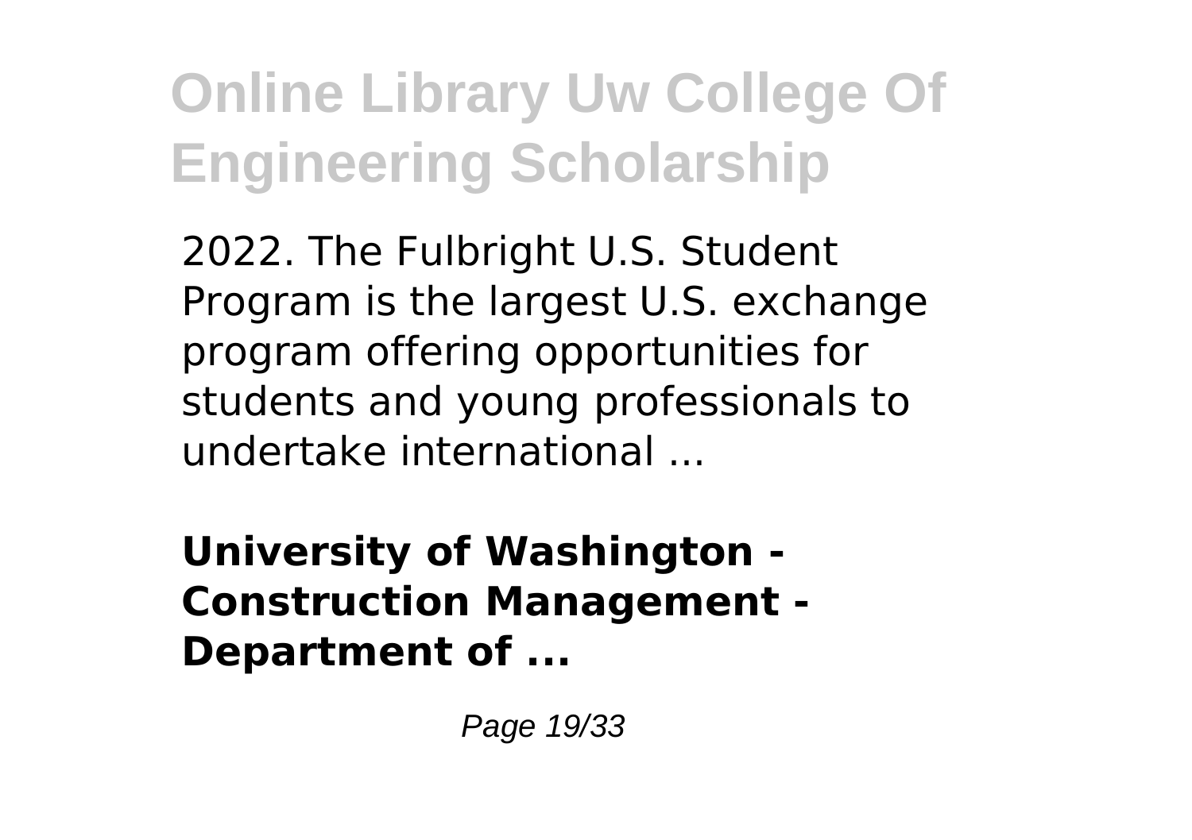2022. The Fulbright U.S. Student Program is the largest U.S. exchange program offering opportunities for students and young professionals to undertake international ...

**University of Washington - Construction Management - Department of ...**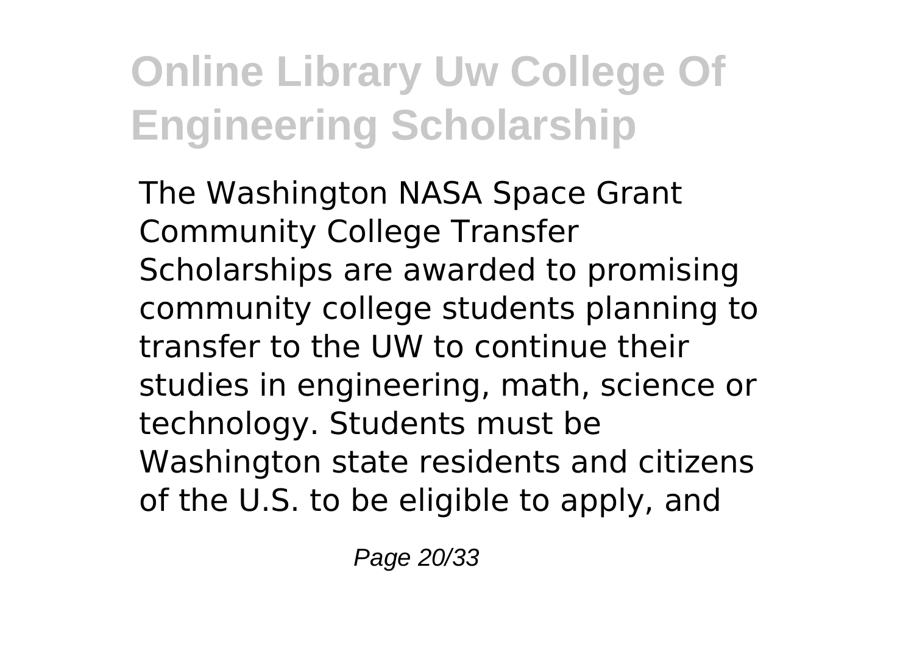The Washington NASA Space Grant Community College Transfer Scholarships are awarded to promising community college students planning to transfer to the UW to continue their studies in engineering, math, science or technology. Students must be Washington state residents and citizens of the U.S. to be eligible to apply, and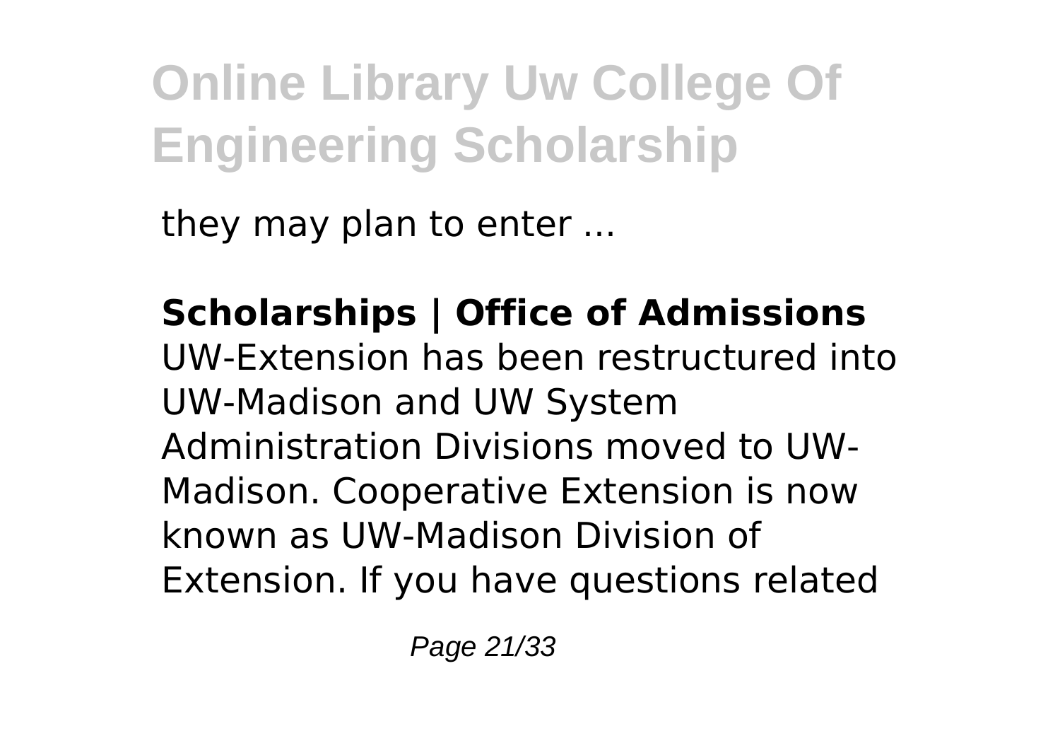they may plan to enter ...

**Scholarships | Office of Admissions**
UW-Extension has been restructured into UW-Madison and UW System Administration Divisions moved to UW-Madison. Cooperative Extension is now known as UW-Madison Division of Extension. If you have questions related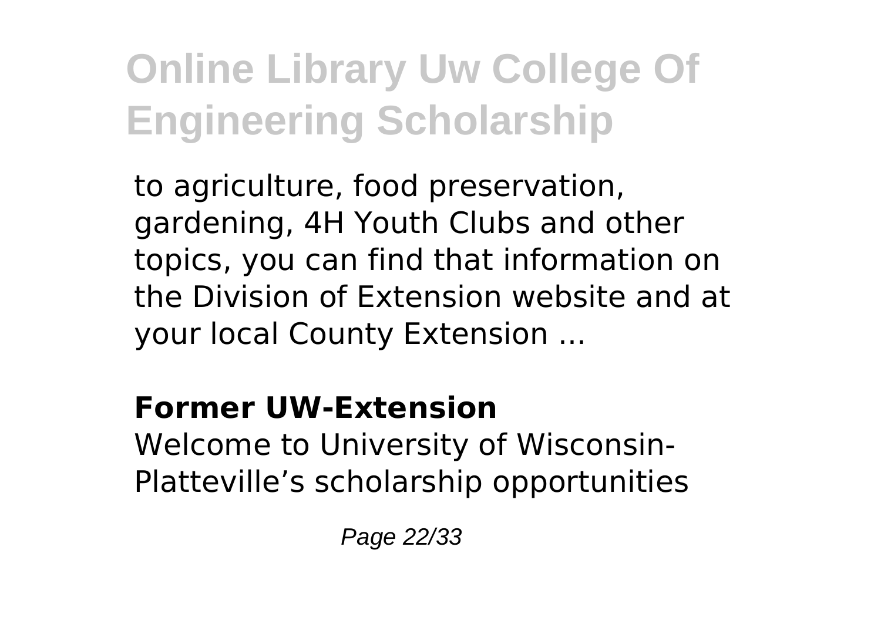to agriculture, food preservation, gardening, 4H Youth Clubs and other topics, you can find that information on the Division of Extension website and at your local County Extension ...

**Former UW-Extension**

Welcome to University of Wisconsin-Platteville’s scholarship opportunities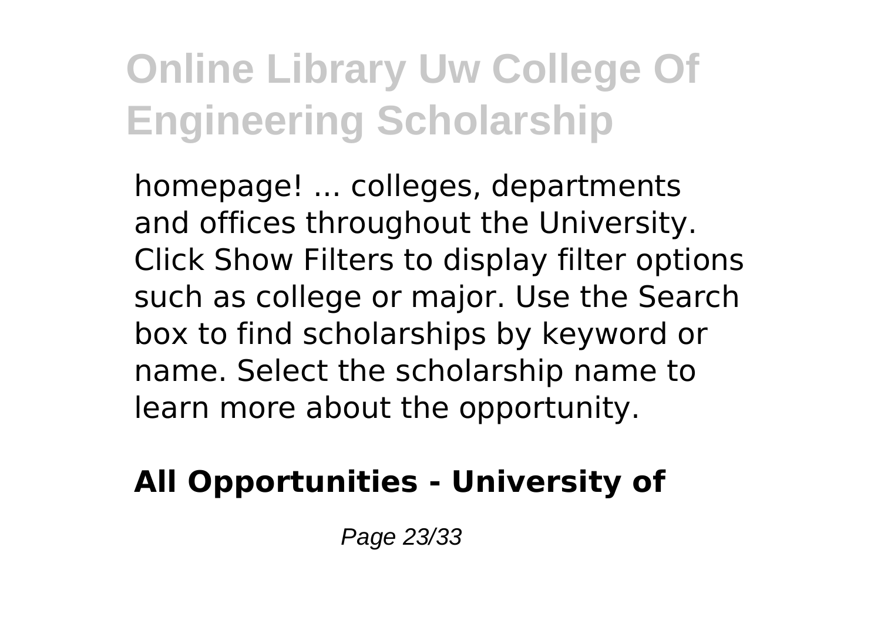homepage! ... colleges, departments and offices throughout the University. Click Show Filters to display filter options such as college or major. Use the Search box to find scholarships by keyword or name. Select the scholarship name to learn more about the opportunity.

**All Opportunities - University of**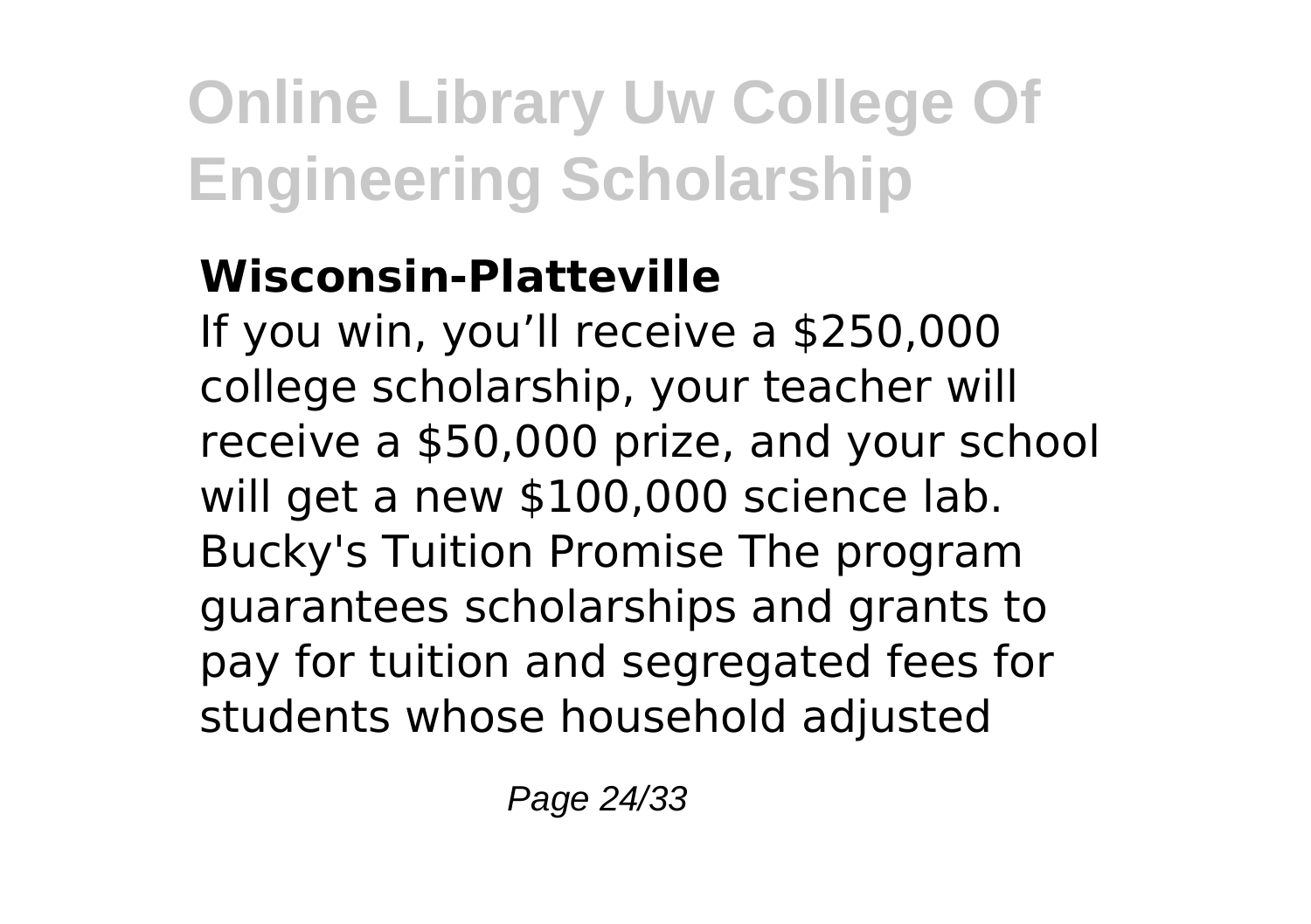### Wisconsin-Platteville

If you win, you'll receive a $250,000 college scholarship, your teacher will receive a $50,000 prize, and your school will get a new $100,000 science lab. Bucky's Tuition Promise The program guarantees scholarships and grants to pay for tuition and segregated fees for students whose household adjusted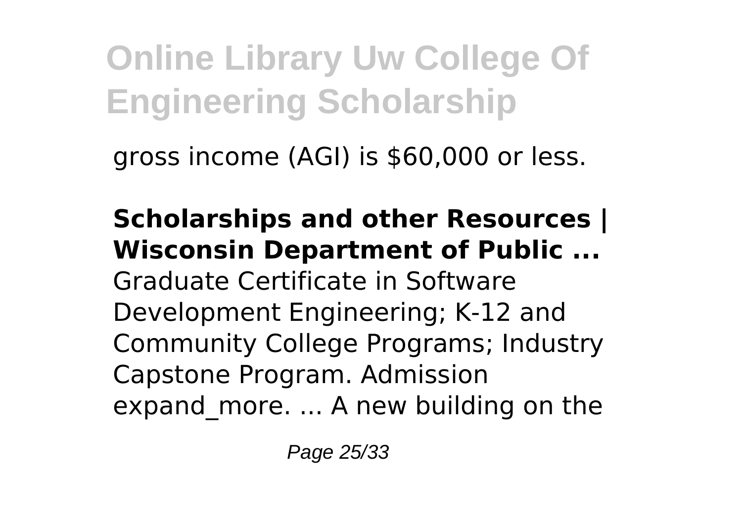gross income (AGI) is $60,000 or less.

**Scholarships and other Resources | Wisconsin Department of Public ...**
Graduate Certificate in Software Development Engineering; K-12 and Community College Programs; Industry Capstone Program. Admission expand_more. ... A new building on the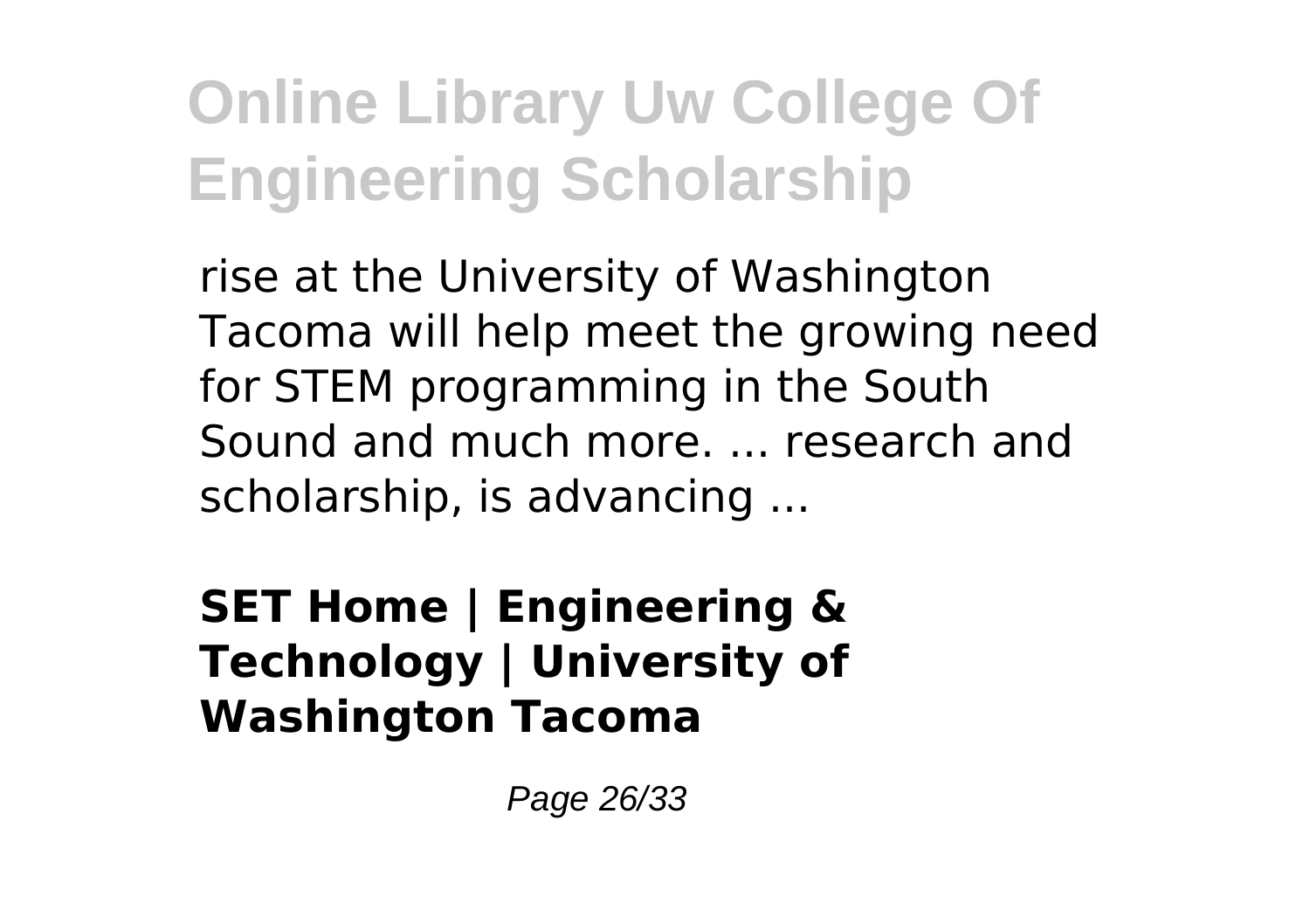rise at the University of Washington Tacoma will help meet the growing need for STEM programming in the South Sound and much more. ... research and scholarship, is advancing ...

**SET Home | Engineering & Technology | University of Washington Tacoma**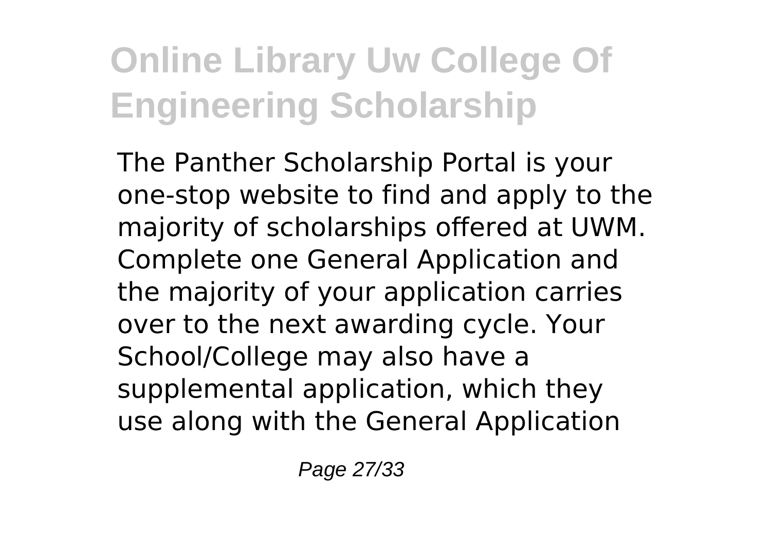The Panther Scholarship Portal is your one-stop website to find and apply to the majority of scholarships offered at UWM. Complete one General Application and the majority of your application carries over to the next awarding cycle. Your School/College may also have a supplemental application, which they use along with the General Application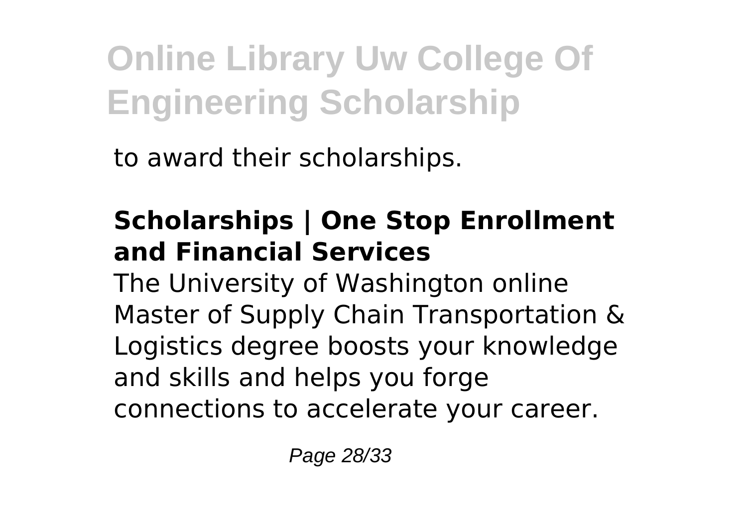to award their scholarships.

## Scholarships | One Stop Enrollment and Financial Services

The University of Washington online Master of Supply Chain Transportation & Logistics degree boosts your knowledge and skills and helps you forge connections to accelerate your career.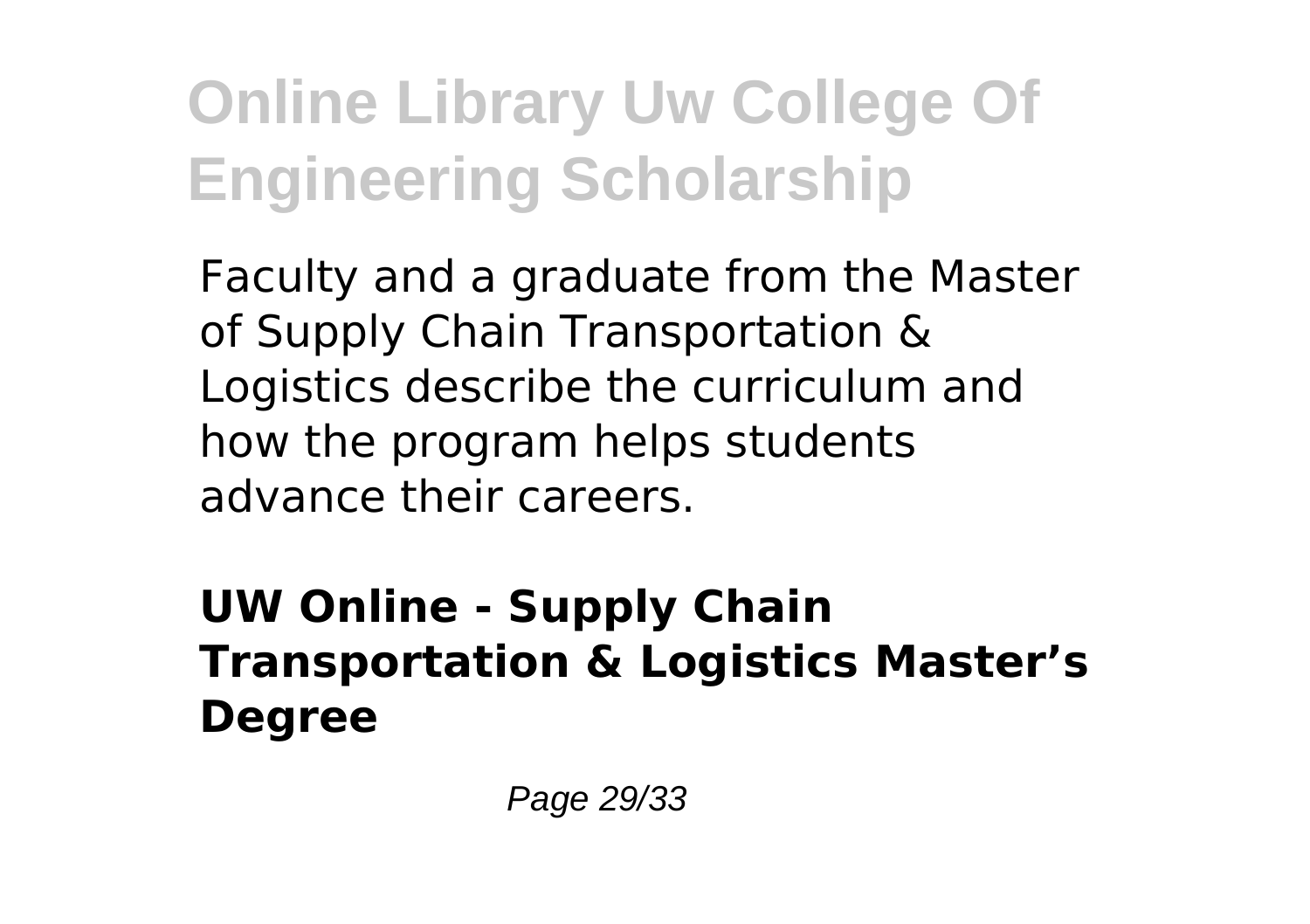Faculty and a graduate from the Master of Supply Chain Transportation & Logistics describe the curriculum and how the program helps students advance their careers.

**UW Online - Supply Chain Transportation & Logistics Master's Degree**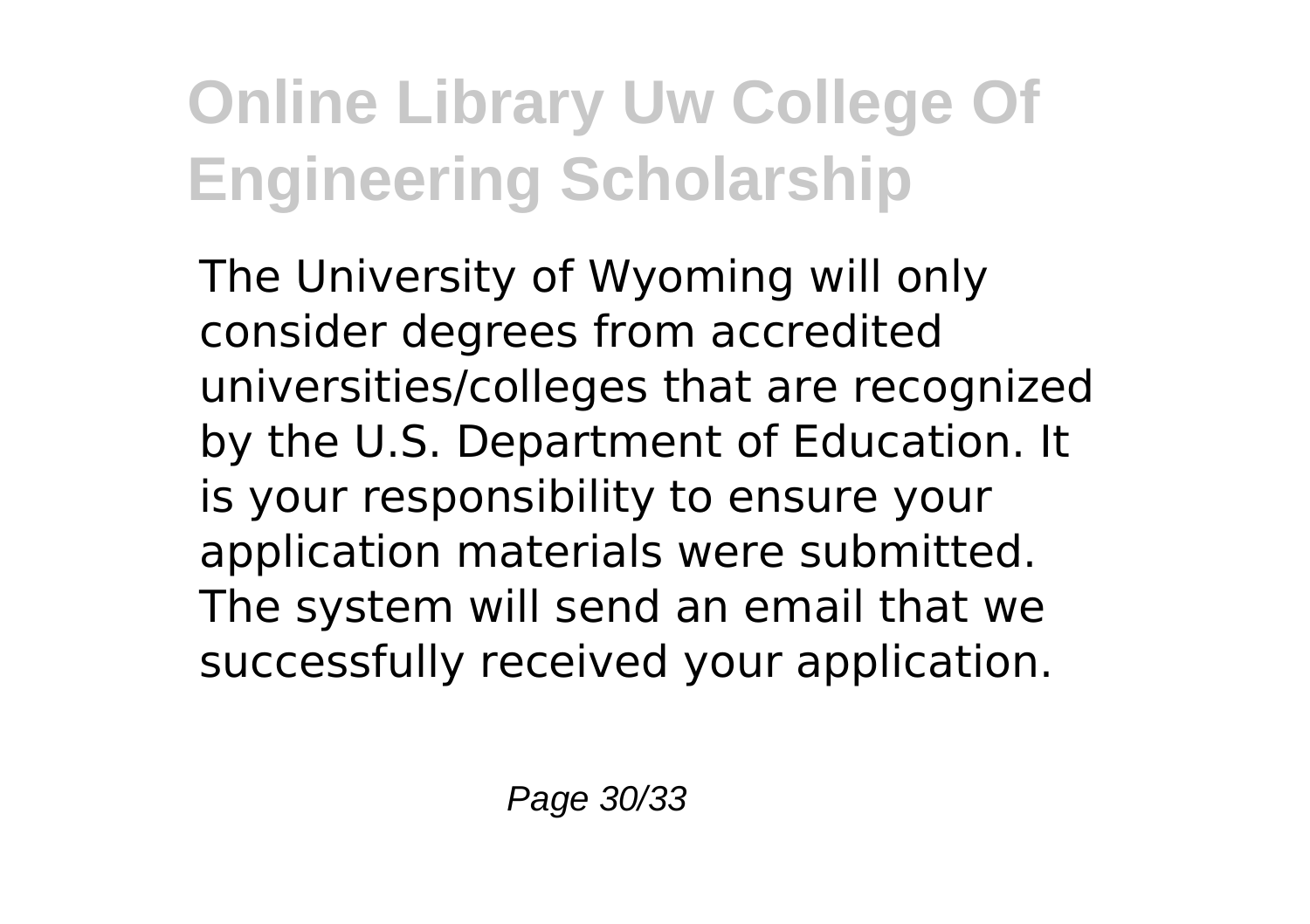The University of Wyoming will only consider degrees from accredited universities/colleges that are recognized by the U.S. Department of Education. It is your responsibility to ensure your application materials were submitted. The system will send an email that we successfully received your application.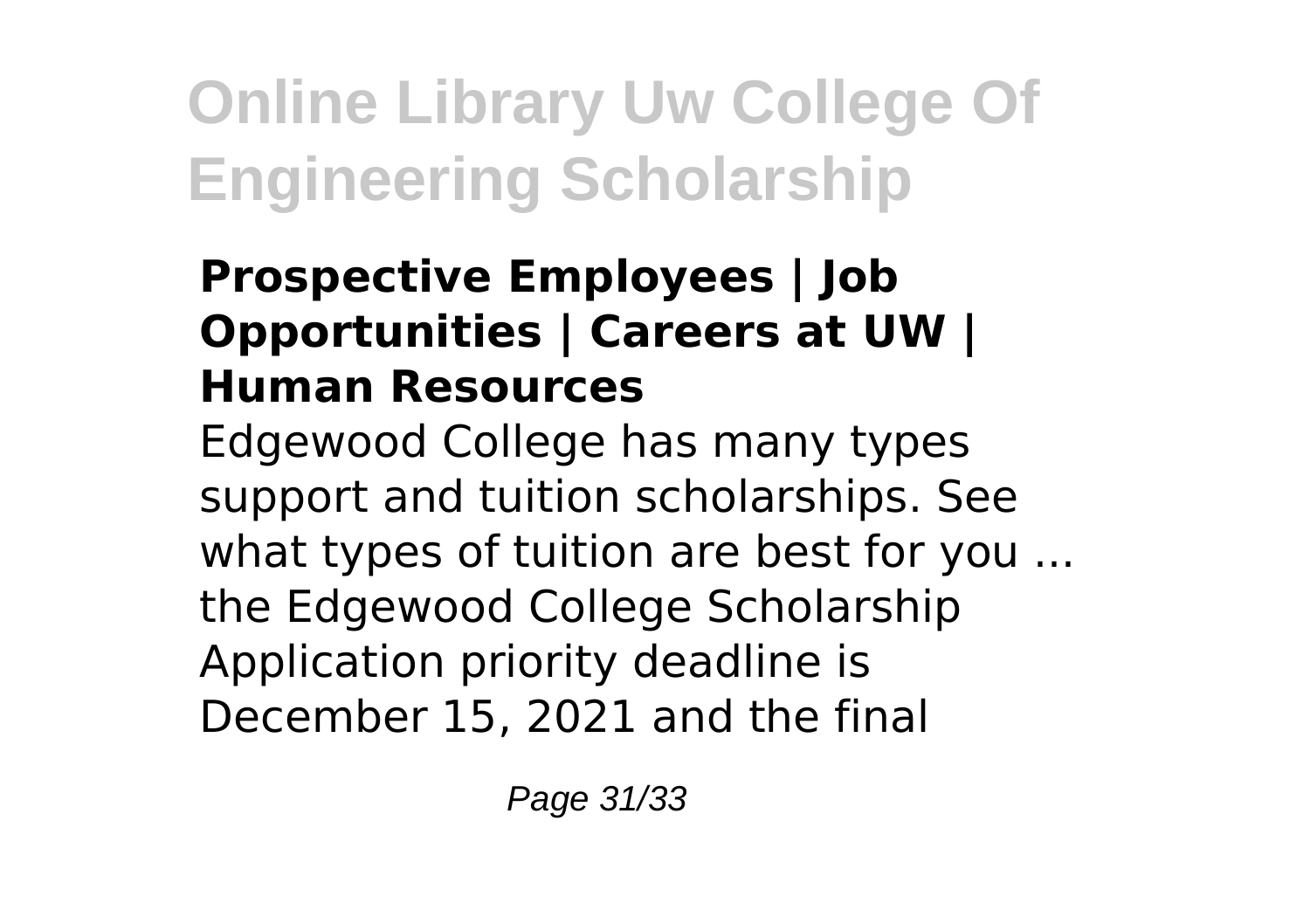### Prospective Employees | Job Opportunities | Careers at UW | Human Resources

Edgewood College has many types support and tuition scholarships. See what types of tuition are best for you ... the Edgewood College Scholarship Application priority deadline is December 15, 2021 and the final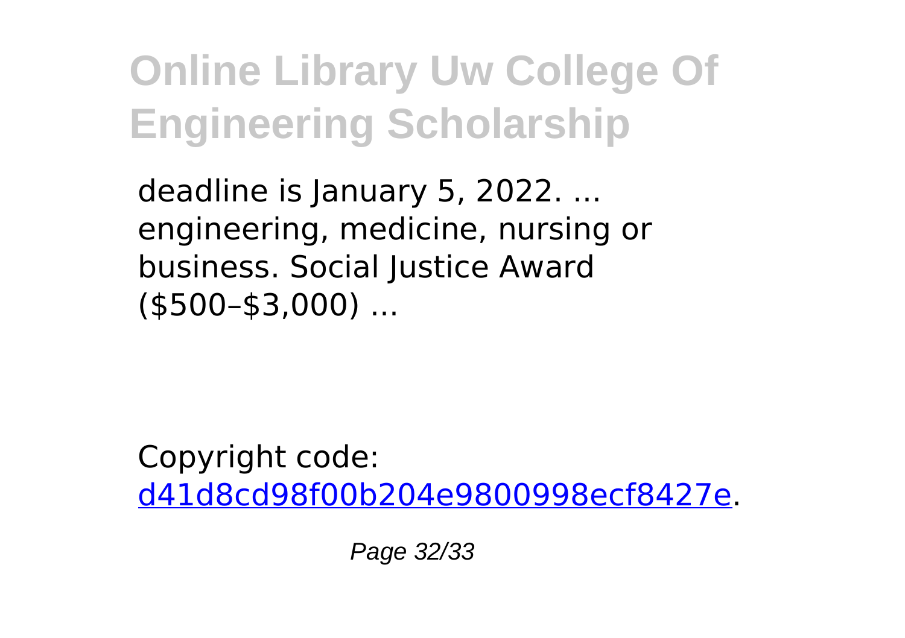deadline is January 5, 2022. ... engineering, medicine, nursing or business. Social Justice Award ($500–$3,000) ...

Copyright code: [d41d8cd98f00b204e9800998ecf8427e](d41d8cd98f00b204e9800998ecf8427e).